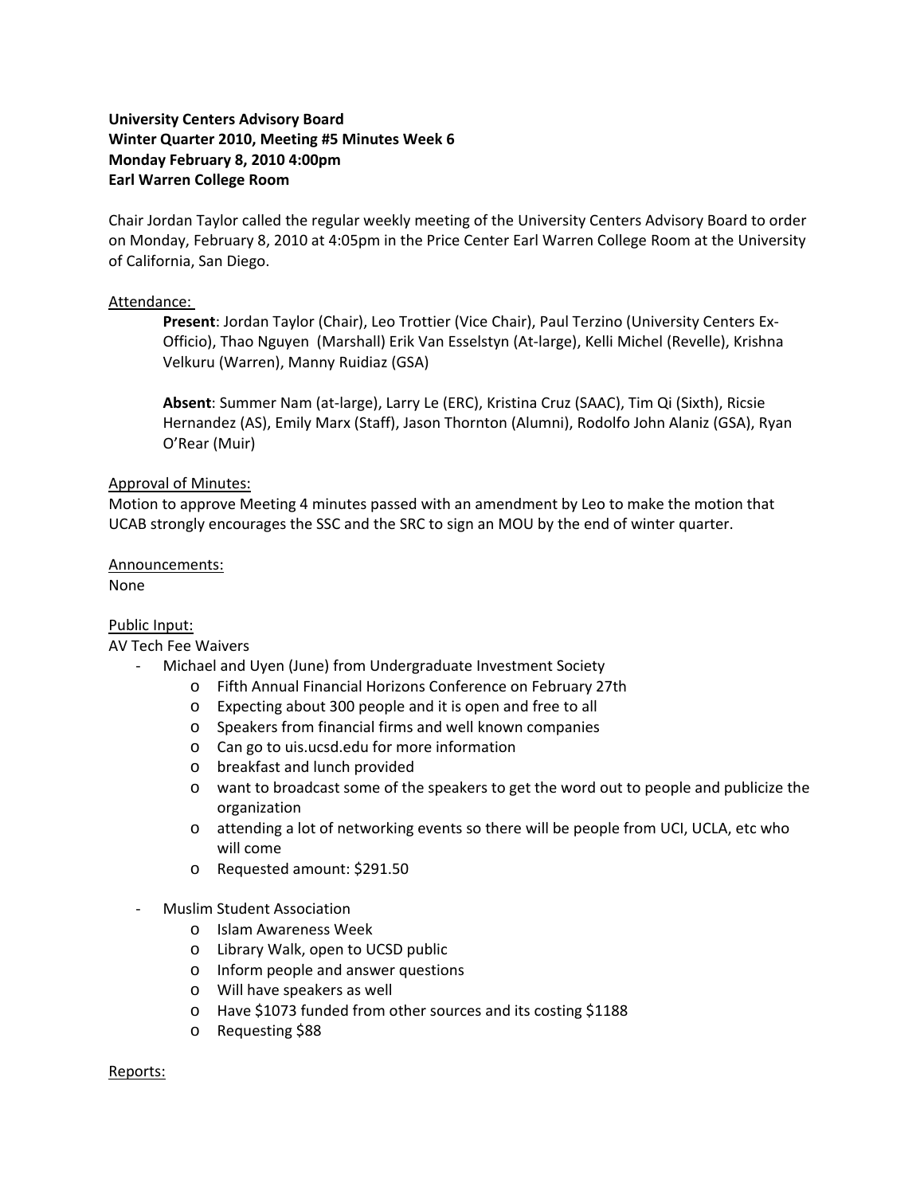**University Centers Advisory Board**
**Winter Quarter 2010, Meeting #5 Minutes Week 6**
**Monday February 8, 2010 4:00pm**
**Earl Warren College Room**

Chair Jordan Taylor called the regular weekly meeting of the University Centers Advisory Board to order on Monday, February 8, 2010 at 4:05pm in the Price Center Earl Warren College Room at the University of California, San Diego.

Attendance:

**Present**: Jordan Taylor (Chair), Leo Trottier (Vice Chair), Paul Terzino (University Centers Ex-Officio), Thao Nguyen (Marshall) Erik Van Esselstyn (At-large), Kelli Michel (Revelle), Krishna Velkuru (Warren), Manny Ruidiaz (GSA)

**Absent**: Summer Nam (at-large), Larry Le (ERC), Kristina Cruz (SAAC), Tim Qi (Sixth), Ricsie Hernandez (AS), Emily Marx (Staff), Jason Thornton (Alumni), Rodolfo John Alaniz (GSA), Ryan O'Rear (Muir)

Approval of Minutes:
Motion to approve Meeting 4 minutes passed with an amendment by Leo to make the motion that UCAB strongly encourages the SSC and the SRC to sign an MOU by the end of winter quarter.

Announcements:
None

Public Input:
AV Tech Fee Waivers

- Michael and Uyen (June) from Undergraduate Investment Society
    - Fifth Annual Financial Horizons Conference on February 27th
    - Expecting about 300 people and it is open and free to all
    - Speakers from financial firms and well known companies
    - Can go to uis.ucsd.edu for more information
    - breakfast and lunch provided
    - want to broadcast some of the speakers to get the word out to people and publicize the organization
    - attending a lot of networking events so there will be people from UCI, UCLA, etc who will come
    - Requested amount: $291.50
- Muslim Student Association
    - Islam Awareness Week
    - Library Walk, open to UCSD public
    - Inform people and answer questions
    - Will have speakers as well
    - Have $1073 funded from other sources and its costing $1188
    - Requesting $88

Reports: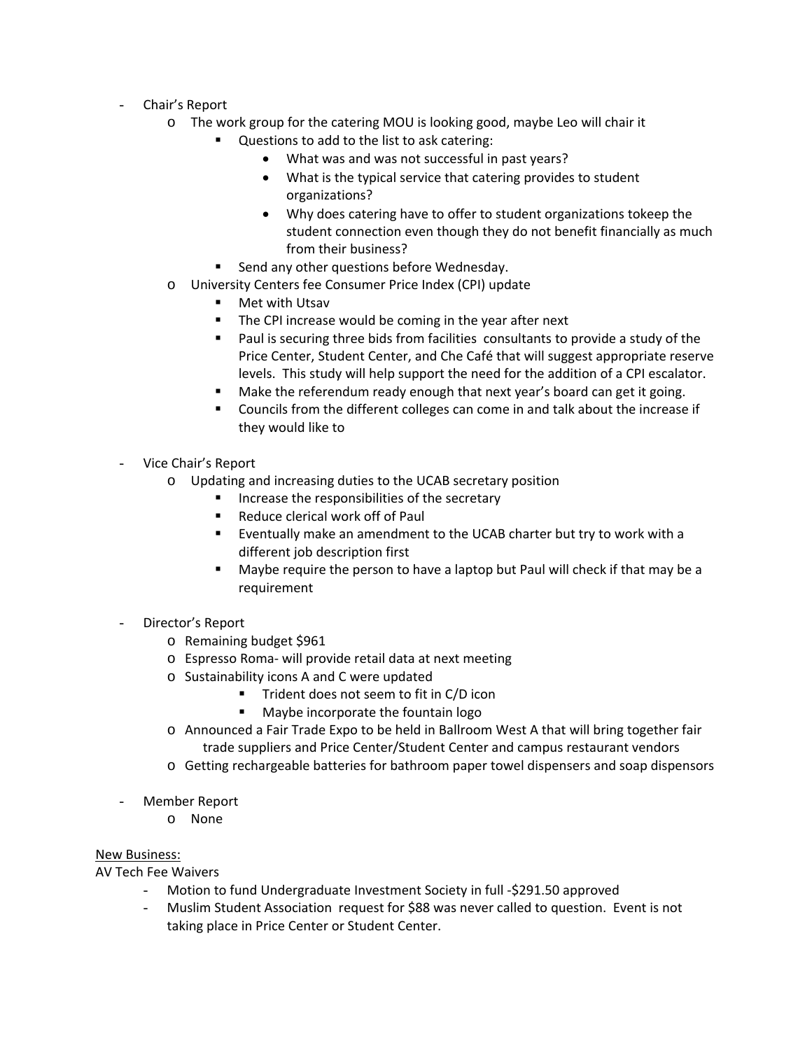- Chair's Report
  - The work group for the catering MOU is looking good, maybe Leo will chair it
    - Questions to add to the list to ask catering:
      - What was and was not successful in past years?
      - What is the typical service that catering provides to student organizations?
      - Why does catering have to offer to student organizations tokeep the student connection even though they do not benefit financially as much from their business?
    - Send any other questions before Wednesday.
  - University Centers fee Consumer Price Index (CPI) update
    - Met with Utsav
    - The CPI increase would be coming in the year after next
    - Paul is securing three bids from facilities consultants to provide a study of the Price Center, Student Center, and Che Café that will suggest appropriate reserve levels. This study will help support the need for the addition of a CPI escalator.
    - Make the referendum ready enough that next year's board can get it going.
    - Councils from the different colleges can come in and talk about the increase if they would like to

- Vice Chair's Report
  - Updating and increasing duties to the UCAB secretary position
    - Increase the responsibilities of the secretary
    - Reduce clerical work off of Paul
    - Eventually make an amendment to the UCAB charter but try to work with a different job description first
    - Maybe require the person to have a laptop but Paul will check if that may be a requirement

- Director's Report
  - Remaining budget $961
  - Espresso Roma- will provide retail data at next meeting
  - Sustainability icons A and C were updated
    - Trident does not seem to fit in C/D icon
    - Maybe incorporate the fountain logo
  - Announced a Fair Trade Expo to be held in Ballroom West A that will bring together fair trade suppliers and Price Center/Student Center and campus restaurant vendors
  - Getting rechargeable batteries for bathroom paper towel dispensers and soap dispensors

- Member Report
  - None

<u>New Business:</u>

AV Tech Fee Waivers

- Motion to fund Undergraduate Investment Society in full -$291.50 approved
- Muslim Student Association request for $88 was never called to question. Event is not taking place in Price Center or Student Center.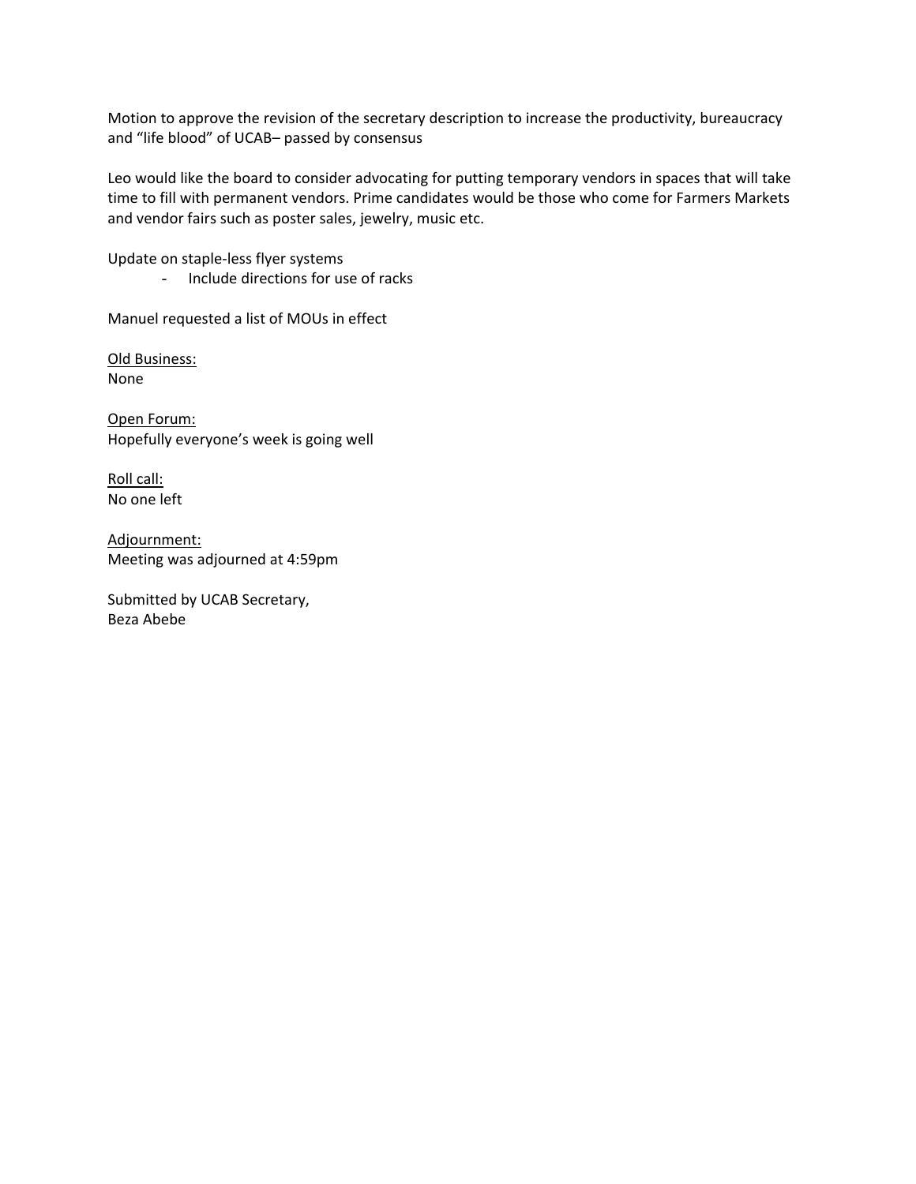Motion to approve the revision of the secretary description to increase the productivity, bureaucracy and "life blood" of UCAB– passed by consensus

Leo would like the board to consider advocating for putting temporary vendors in spaces that will take time to fill with permanent vendors. Prime candidates would be those who come for Farmers Markets and vendor fairs such as poster sales, jewelry, music etc.

Update on staple-less flyer systems

- Include directions for use of racks

Manuel requested a list of MOUs in effect

<u>Old Business:</u>
None

<u>Open Forum:</u>
Hopefully everyone's week is going well

<u>Roll call:</u>
No one left

<u>Adjournment:</u>
Meeting was adjourned at 4:59pm

Submitted by UCAB Secretary,
Beza Abebe